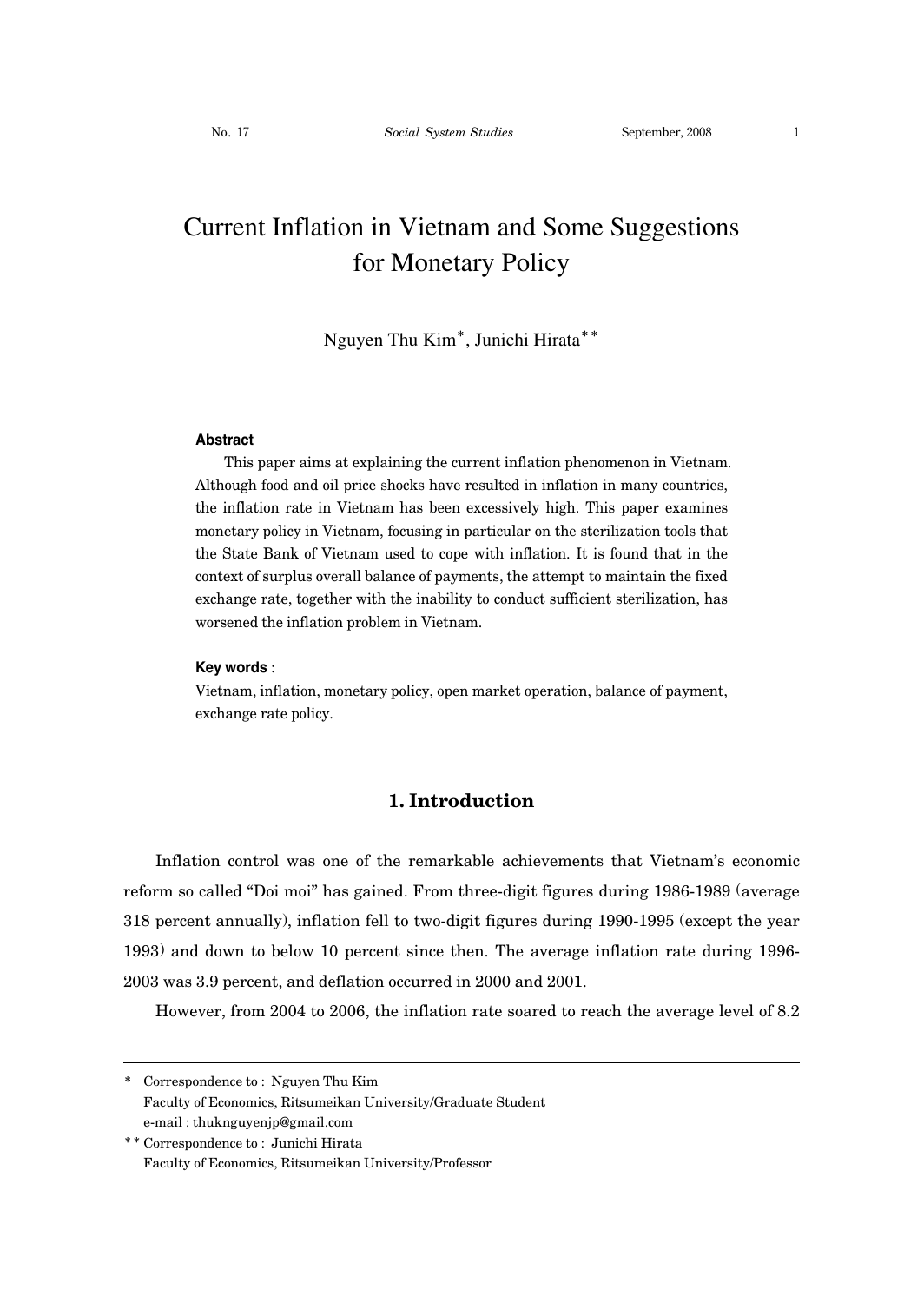# Current Inflation in Vietnam and Some Suggestions for Monetary Policy

Nguyen Thu Kim*, Junichi Hirata**

**Abstract**

This paper aims at explaining the current inflation phenomenon in Vietnam. Although food and oil price shocks have resulted in inflation in many countries, the inflation rate in Vietnam has been excessively high. This paper examines monetary policy in Vietnam, focusing in particular on the sterilization tools that the State Bank of Vietnam used to cope with inflation. It is found that in the context of surplus overall balance of payments, the attempt to maintain the fixed exchange rate, together with the inability to conduct sufficient sterilization, has worsened the inflation problem in Vietnam.

**Key words** :

Vietnam, inflation, monetary policy, open market operation, balance of payment, exchange rate policy.

## 1. Introduction

Inflation control was one of the remarkable achievements that Vietnam's economic reform so called "Doi moi" has gained. From three-digit figures during 1986-1989 (average 318 percent annually), inflation fell to two-digit figures during 1990-1995 (except the year 1993) and down to below 10 percent since then. The average inflation rate during 1996-2003 was 3.9 percent, and deflation occurred in 2000 and 2001.

However, from 2004 to 2006, the inflation rate soared to reach the average level of 8.2

---

\* Correspondence to : Nguyen Thu Kim
Faculty of Economics, Ritsumeikan University/Graduate Student
e-mail : thuknguyenjp@gmail.com

\*\* Correspondence to : Junichi Hirata
Faculty of Economics, Ritsumeikan University/Professor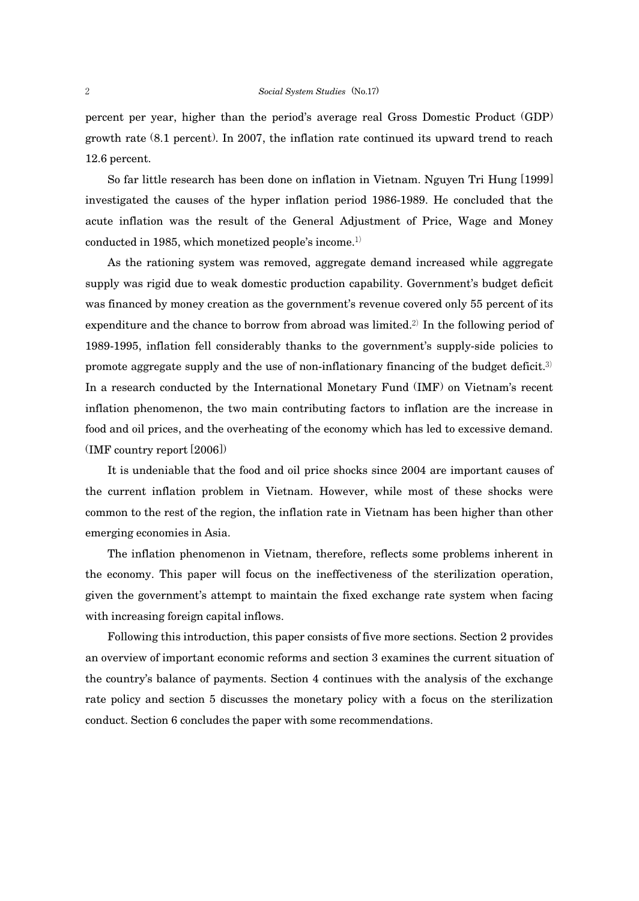percent per year, higher than the period's average real Gross Domestic Product (GDP) growth rate (8.1 percent). In 2007, the inflation rate continued its upward trend to reach 12.6 percent.

So far little research has been done on inflation in Vietnam. Nguyen Tri Hung [1999] investigated the causes of the hyper inflation period 1986-1989. He concluded that the acute inflation was the result of the General Adjustment of Price, Wage and Money conducted in 1985, which monetized people's income.[1)]

As the rationing system was removed, aggregate demand increased while aggregate supply was rigid due to weak domestic production capability. Government's budget deficit was financed by money creation as the government's revenue covered only 55 percent of its expenditure and the chance to borrow from abroad was limited.[2)] In the following period of 1989-1995, inflation fell considerably thanks to the government's supply-side policies to promote aggregate supply and the use of non-inflationary financing of the budget deficit.[3)] In a research conducted by the International Monetary Fund (IMF) on Vietnam's recent inflation phenomenon, the two main contributing factors to inflation are the increase in food and oil prices, and the overheating of the economy which has led to excessive demand. (IMF country report [2006])

It is undeniable that the food and oil price shocks since 2004 are important causes of the current inflation problem in Vietnam. However, while most of these shocks were common to the rest of the region, the inflation rate in Vietnam has been higher than other emerging economies in Asia.

The inflation phenomenon in Vietnam, therefore, reflects some problems inherent in the economy. This paper will focus on the ineffectiveness of the sterilization operation, given the government's attempt to maintain the fixed exchange rate system when facing with increasing foreign capital inflows.

Following this introduction, this paper consists of five more sections. Section 2 provides an overview of important economic reforms and section 3 examines the current situation of the country's balance of payments. Section 4 continues with the analysis of the exchange rate policy and section 5 discusses the monetary policy with a focus on the sterilization conduct. Section 6 concludes the paper with some recommendations.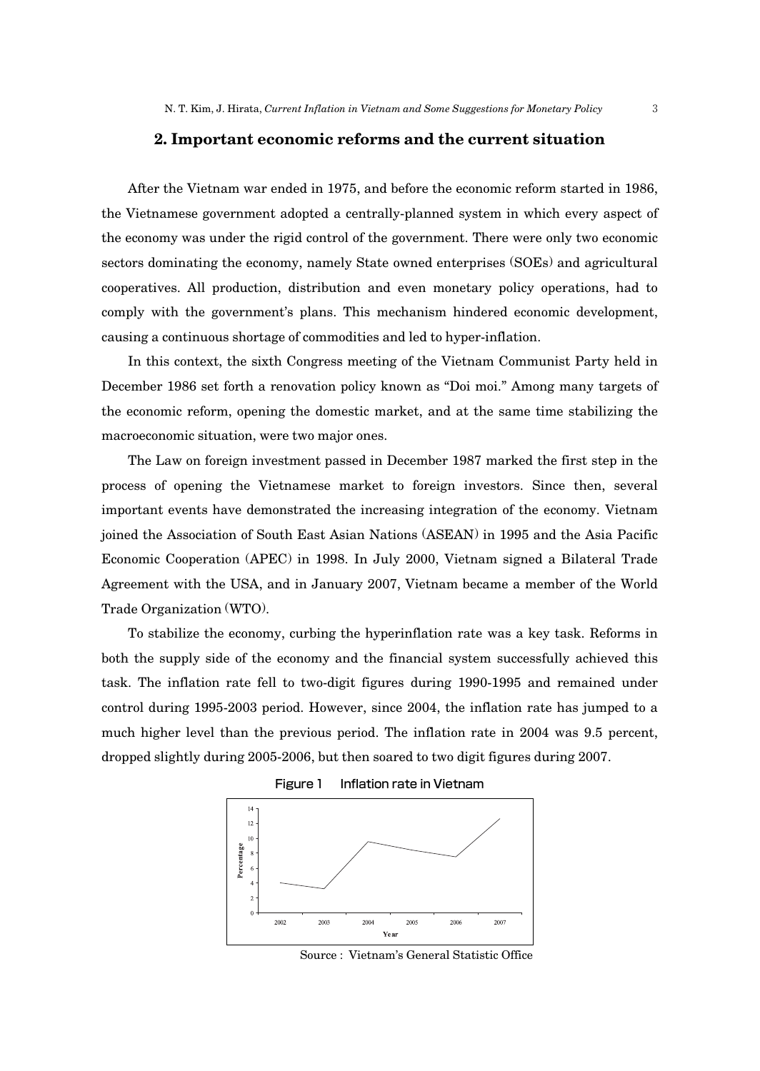## 2. Important economic reforms and the current situation

After the Vietnam war ended in 1975, and before the economic reform started in 1986, the Vietnamese government adopted a centrally-planned system in which every aspect of the economy was under the rigid control of the government. There were only two economic sectors dominating the economy, namely State owned enterprises (SOEs) and agricultural cooperatives. All production, distribution and even monetary policy operations, had to comply with the government's plans. This mechanism hindered economic development, causing a continuous shortage of commodities and led to hyper-inflation.

In this context, the sixth Congress meeting of the Vietnam Communist Party held in December 1986 set forth a renovation policy known as "Doi moi." Among many targets of the economic reform, opening the domestic market, and at the same time stabilizing the macroeconomic situation, were two major ones.

The Law on foreign investment passed in December 1987 marked the first step in the process of opening the Vietnamese market to foreign investors. Since then, several important events have demonstrated the increasing integration of the economy. Vietnam joined the Association of South East Asian Nations (ASEAN) in 1995 and the Asia Pacific Economic Cooperation (APEC) in 1998. In July 2000, Vietnam signed a Bilateral Trade Agreement with the USA, and in January 2007, Vietnam became a member of the World Trade Organization (WTO).

To stabilize the economy, curbing the hyperinflation rate was a key task. Reforms in both the supply side of the economy and the financial system successfully achieved this task. The inflation rate fell to two-digit figures during 1990-1995 and remained under control during 1995-2003 period. However, since 2004, the inflation rate has jumped to a much higher level than the previous period. The inflation rate in 2004 was 9.5 percent, dropped slightly during 2005-2006, but then soared to two digit figures during 2007.

Figure 1 Inflation rate in Vietnam

Source : Vietnam's General Statistic Office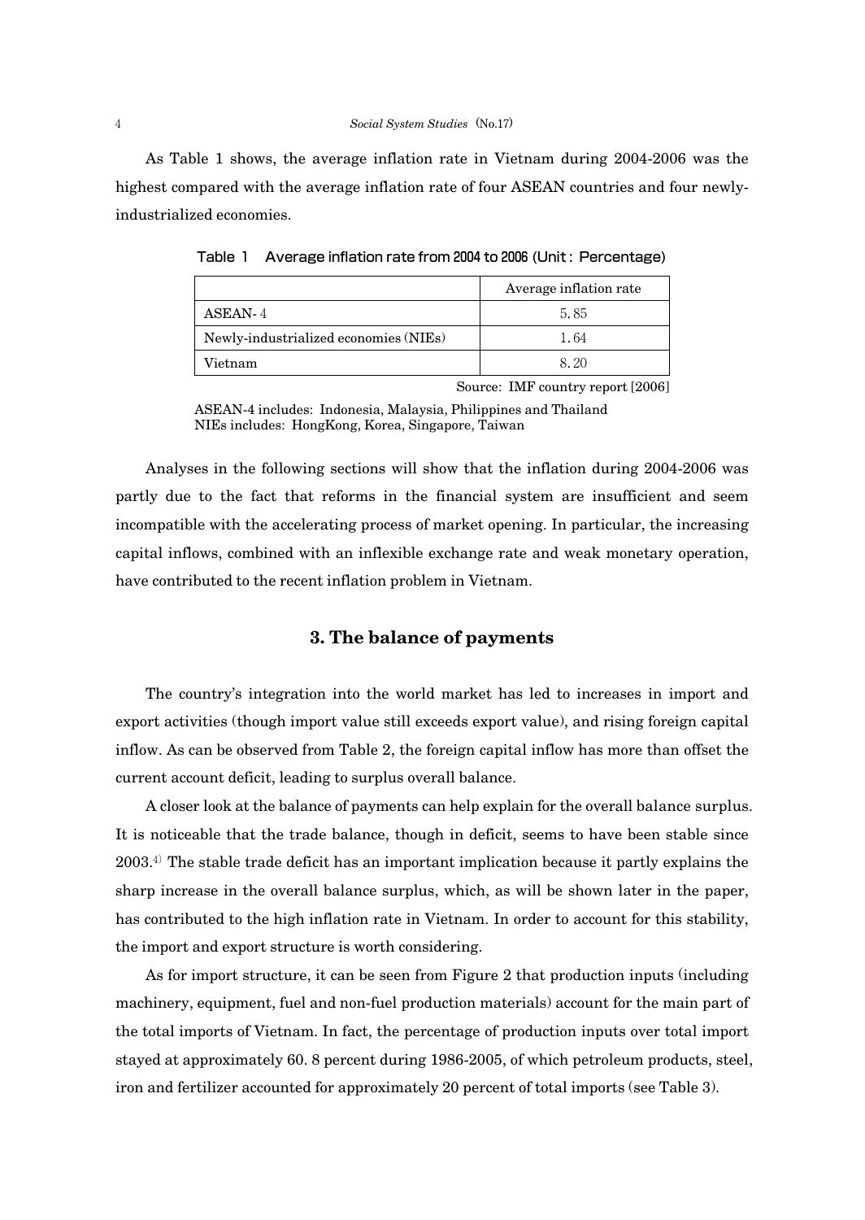As Table 1 shows, the average inflation rate in Vietnam during 2004-2006 was the highest compared with the average inflation rate of four ASEAN countries and four newly-industrialized economies.

Table 1　Average inflation rate from 2004 to 2006 (Unit : Percentage)

| | Average inflation rate |
|---|---|
| ASEAN-4 | 5.85 |
| Newly-industrialized economies (NIEs) | 1.64 |
| Vietnam | 8.20 |

Source: IMF country report [2006]

ASEAN-4 includes: Indonesia, Malaysia, Philippines and Thailand
NIEs includes: HongKong, Korea, Singapore, Taiwan

Analyses in the following sections will show that the inflation during 2004-2006 was partly due to the fact that reforms in the financial system are insufficient and seem incompatible with the accelerating process of market opening. In particular, the increasing capital inflows, combined with an inflexible exchange rate and weak monetary operation, have contributed to the recent inflation problem in Vietnam.

## 3. The balance of payments

The country's integration into the world market has led to increases in import and export activities (though import value still exceeds export value), and rising foreign capital inflow. As can be observed from Table 2, the foreign capital inflow has more than offset the current account deficit, leading to surplus overall balance.

A closer look at the balance of payments can help explain for the overall balance surplus. It is noticeable that the trade balance, though in deficit, seems to have been stable since 2003.[4] The stable trade deficit has an important implication because it partly explains the sharp increase in the overall balance surplus, which, as will be shown later in the paper, has contributed to the high inflation rate in Vietnam. In order to account for this stability, the import and export structure is worth considering.

As for import structure, it can be seen from Figure 2 that production inputs (including machinery, equipment, fuel and non-fuel production materials) account for the main part of the total imports of Vietnam. In fact, the percentage of production inputs over total import stayed at approximately 60. 8 percent during 1986-2005, of which petroleum products, steel, iron and fertilizer accounted for approximately 20 percent of total imports (see Table 3).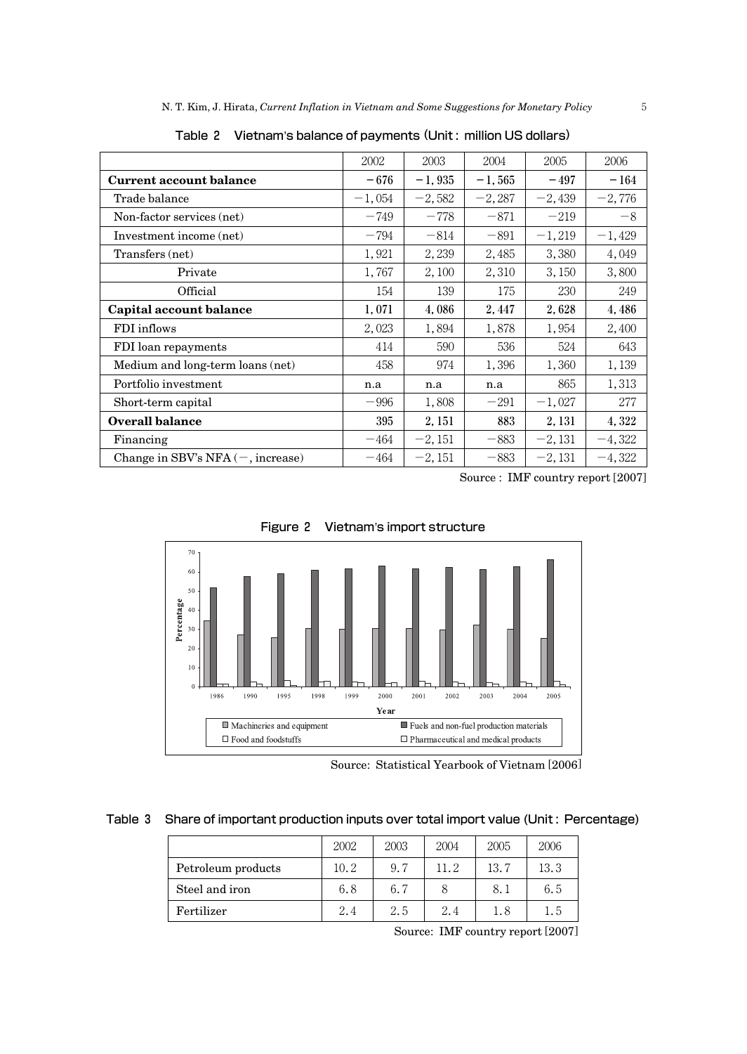Table 2 Vietnam's balance of payments (Unit : million US dollars)

| | 2002 | 2003 | 2004 | 2005 | 2006 |
|---|---|---|---|---|---|
| **Current account balance** | **−676** | **−1,935** | **−1,565** | **−497** | **−164** |
| Trade balance | −1,054 | −2,582 | −2,287 | −2,439 | −2,776 |
| Non-factor services (net) | −749 | −778 | −871 | −219 | −8 |
| Investment income (net) | −794 | −814 | −891 | −1,219 | −1,429 |
| Transfers (net) | 1,921 | 2,239 | 2,485 | 3,380 | 4,049 |
| Private | 1,767 | 2,100 | 2,310 | 3,150 | 3,800 |
| Official | 154 | 139 | 175 | 230 | 249 |
| **Capital account balance** | **1,071** | **4,086** | **2,447** | **2,628** | **4,486** |
| FDI inflows | 2,023 | 1,894 | 1,878 | 1,954 | 2,400 |
| FDI loan repayments | 414 | 590 | 536 | 524 | 643 |
| Medium and long-term loans (net) | 458 | 974 | 1,396 | 1,360 | 1,139 |
| Portfolio investment | n.a | n.a | n.a | 865 | 1,313 |
| Short-term capital | −996 | 1,808 | −291 | −1,027 | 277 |
| **Overall balance** | **395** | **2,151** | **883** | **2,131** | **4,322** |
| Financing | −464 | −2,151 | −883 | −2,131 | −4,322 |
| Change in SBV's NFA (−, increase) | −464 | −2,151 | −883 | −2,131 | −4,322 |

Source : IMF country report [2007]

Figure 2 Vietnam's import structure

Source: Statistical Yearbook of Vietnam [2006]

Table 3 Share of important production inputs over total import value (Unit : Percentage)

| | 2002 | 2003 | 2004 | 2005 | 2006 |
|---|---|---|---|---|---|
| Petroleum products | 10.2 | 9.7 | 11.2 | 13.7 | 13.3 |
| Steel and iron | 6.8 | 6.7 | 8 | 8.1 | 6.5 |
| Fertilizer | 2.4 | 2.5 | 2.4 | 1.8 | 1.5 |

Source: IMF country report [2007]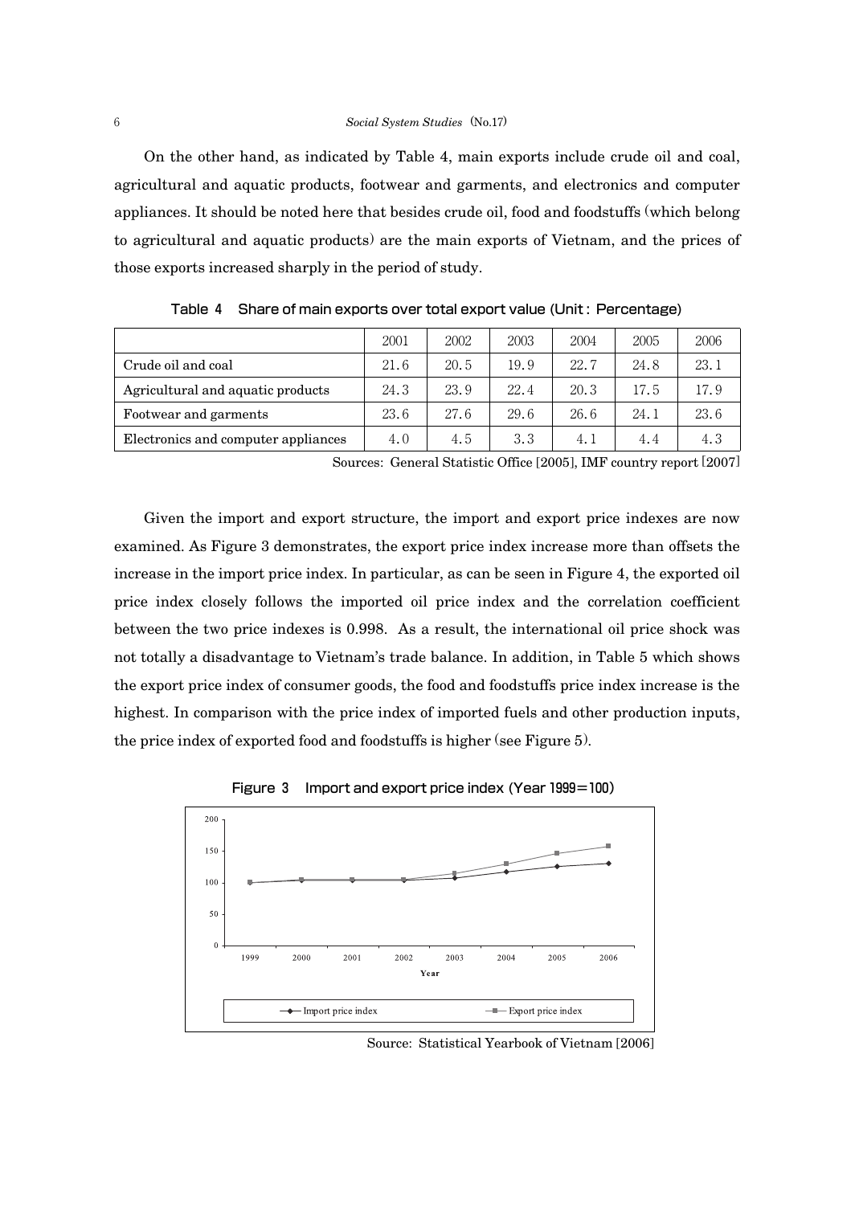On the other hand, as indicated by Table 4, main exports include crude oil and coal, agricultural and aquatic products, footwear and garments, and electronics and computer appliances. It should be noted here that besides crude oil, food and foodstuffs (which belong to agricultural and aquatic products) are the main exports of Vietnam, and the prices of those exports increased sharply in the period of study.

Table 4 Share of main exports over total export value (Unit: Percentage)

| | 2001 | 2002 | 2003 | 2004 | 2005 | 2006 |
|---|---|---|---|---|---|---|
| Crude oil and coal | 21.6 | 20.5 | 19.9 | 22.7 | 24.8 | 23.1 |
| Agricultural and aquatic products | 24.3 | 23.9 | 22.4 | 20.3 | 17.5 | 17.9 |
| Footwear and garments | 23.6 | 27.6 | 29.6 | 26.6 | 24.1 | 23.6 |
| Electronics and computer appliances | 4.0 | 4.5 | 3.3 | 4.1 | 4.4 | 4.3 |

Sources: General Statistic Office [2005], IMF country report [2007]

Given the import and export structure, the import and export price indexes are now examined. As Figure 3 demonstrates, the export price index increase more than offsets the increase in the import price index. In particular, as can be seen in Figure 4, the exported oil price index closely follows the imported oil price index and the correlation coefficient between the two price indexes is 0.998. As a result, the international oil price shock was not totally a disadvantage to Vietnam's trade balance. In addition, in Table 5 which shows the export price index of consumer goods, the food and foodstuffs price index increase is the highest. In comparison with the price index of imported fuels and other production inputs, the price index of exported food and foodstuffs is higher (see Figure 5).

Figure 3 Import and export price index (Year 1999=100)

Source: Statistical Yearbook of Vietnam [2006]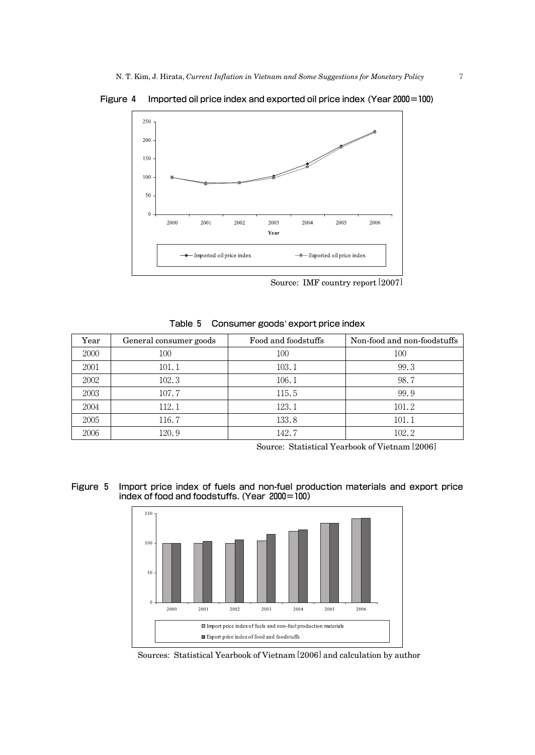Figure 4 Imported oil price index and exported oil price index (Year 2000=100)

Source: IMF country report [2007]

Table 5 Consumer goods' export price index

| Year | General consumer goods | Food and foodstuffs | Non-food and non-foodstuffs |
|---|---|---|---|
| 2000 | 100 | 100 | 100 |
| 2001 | 101.1 | 103.1 | 99.3 |
| 2002 | 102.3 | 106.1 | 98.7 |
| 2003 | 107.7 | 115.5 | 99.9 |
| 2004 | 112.1 | 123.1 | 101.2 |
| 2005 | 116.7 | 133.8 | 101.1 |
| 2006 | 120.9 | 142.7 | 102.2 |

Source: Statistical Yearbook of Vietnam [2006]

Figure 5 Import price index of fuels and non-fuel production materials and export price index of food and foodstuffs. (Year 2000=100)

Sources: Statistical Yearbook of Vietnam [2006] and calculation by author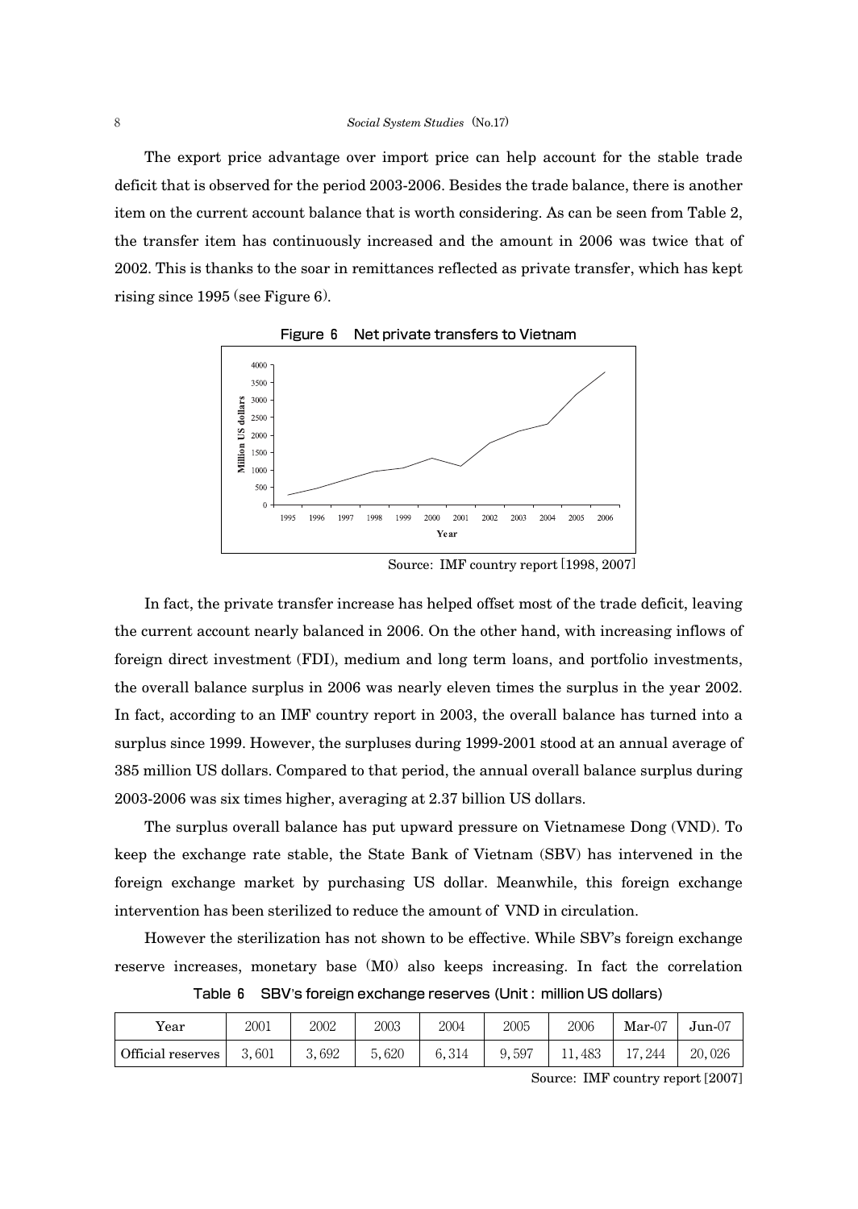The export price advantage over import price can help account for the stable trade deficit that is observed for the period 2003-2006. Besides the trade balance, there is another item on the current account balance that is worth considering. As can be seen from Table 2, the transfer item has continuously increased and the amount in 2006 was twice that of 2002. This is thanks to the soar in remittances reflected as private transfer, which has kept rising since 1995 (see Figure 6).

**Figure 6 Net private transfers to Vietnam**

Source: IMF country report [1998, 2007]

In fact, the private transfer increase has helped offset most of the trade deficit, leaving the current account nearly balanced in 2006. On the other hand, with increasing inflows of foreign direct investment (FDI), medium and long term loans, and portfolio investments, the overall balance surplus in 2006 was nearly eleven times the surplus in the year 2002. In fact, according to an IMF country report in 2003, the overall balance has turned into a surplus since 1999. However, the surpluses during 1999-2001 stood at an annual average of 385 million US dollars. Compared to that period, the annual overall balance surplus during 2003-2006 was six times higher, averaging at 2.37 billion US dollars.

The surplus overall balance has put upward pressure on Vietnamese Dong (VND). To keep the exchange rate stable, the State Bank of Vietnam (SBV) has intervened in the foreign exchange market by purchasing US dollar. Meanwhile, this foreign exchange intervention has been sterilized to reduce the amount of VND in circulation.

However the sterilization has not shown to be effective. While SBV's foreign exchange reserve increases, monetary base (M0) also keeps increasing. In fact the correlation

**Table 6 SBV's foreign exchange reserves (Unit : million US dollars)**

| Year | 2001 | 2002 | 2003 | 2004 | 2005 | 2006 | Mar-07 | Jun-07 |
|---|---|---|---|---|---|---|---|---|
| Official reserves | 3,601 | 3,692 | 5,620 | 6,314 | 9,597 | 11,483 | 17,244 | 20,026 |

Source: IMF country report [2007]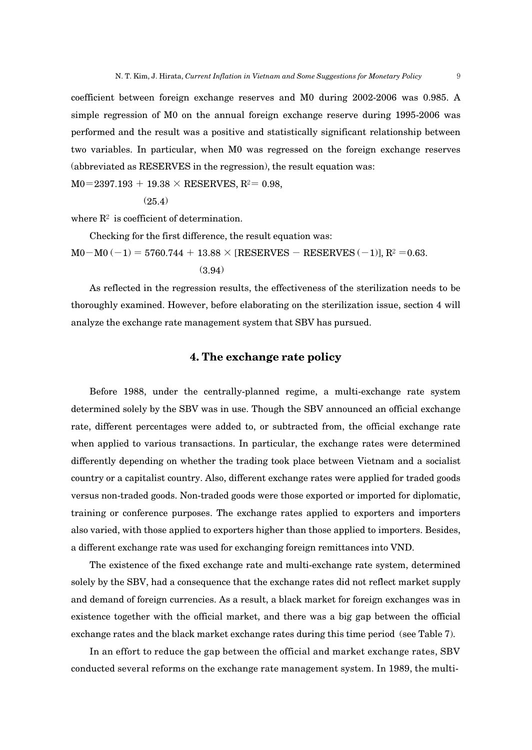coefficient between foreign exchange reserves and M0 during 2002-2006 was 0.985. A simple regression of M0 on the annual foreign exchange reserve during 1995-2006 was performed and the result was a positive and statistically significant relationship between two variables. In particular, when M0 was regressed on the foreign exchange reserves (abbreviated as RESERVES in the regression), the result equation was:

$$M0 = 2397.193 + \underset{(25.4)}{19.38} \times RESERVES, \quad R^2 = 0.98,$$

where $R^2$ is coefficient of determination.

Checking for the first difference, the result equation was:

$$M0 - M0(-1) = 5760.744 + \underset{(3.94)}{13.88} \times [RESERVES - RESERVES(-1)], \quad R^2 = 0.63.$$

As reflected in the regression results, the effectiveness of the sterilization needs to be thoroughly examined. However, before elaborating on the sterilization issue, section 4 will analyze the exchange rate management system that SBV has pursued.

## 4. The exchange rate policy

Before 1988, under the centrally-planned regime, a multi-exchange rate system determined solely by the SBV was in use. Though the SBV announced an official exchange rate, different percentages were added to, or subtracted from, the official exchange rate when applied to various transactions. In particular, the exchange rates were determined differently depending on whether the trading took place between Vietnam and a socialist country or a capitalist country. Also, different exchange rates were applied for traded goods versus non-traded goods. Non-traded goods were those exported or imported for diplomatic, training or conference purposes. The exchange rates applied to exporters and importers also varied, with those applied to exporters higher than those applied to importers. Besides, a different exchange rate was used for exchanging foreign remittances into VND.

The existence of the fixed exchange rate and multi-exchange rate system, determined solely by the SBV, had a consequence that the exchange rates did not reflect market supply and demand of foreign currencies. As a result, a black market for foreign exchanges was in existence together with the official market, and there was a big gap between the official exchange rates and the black market exchange rates during this time period (see Table 7).

In an effort to reduce the gap between the official and market exchange rates, SBV conducted several reforms on the exchange rate management system. In 1989, the multi-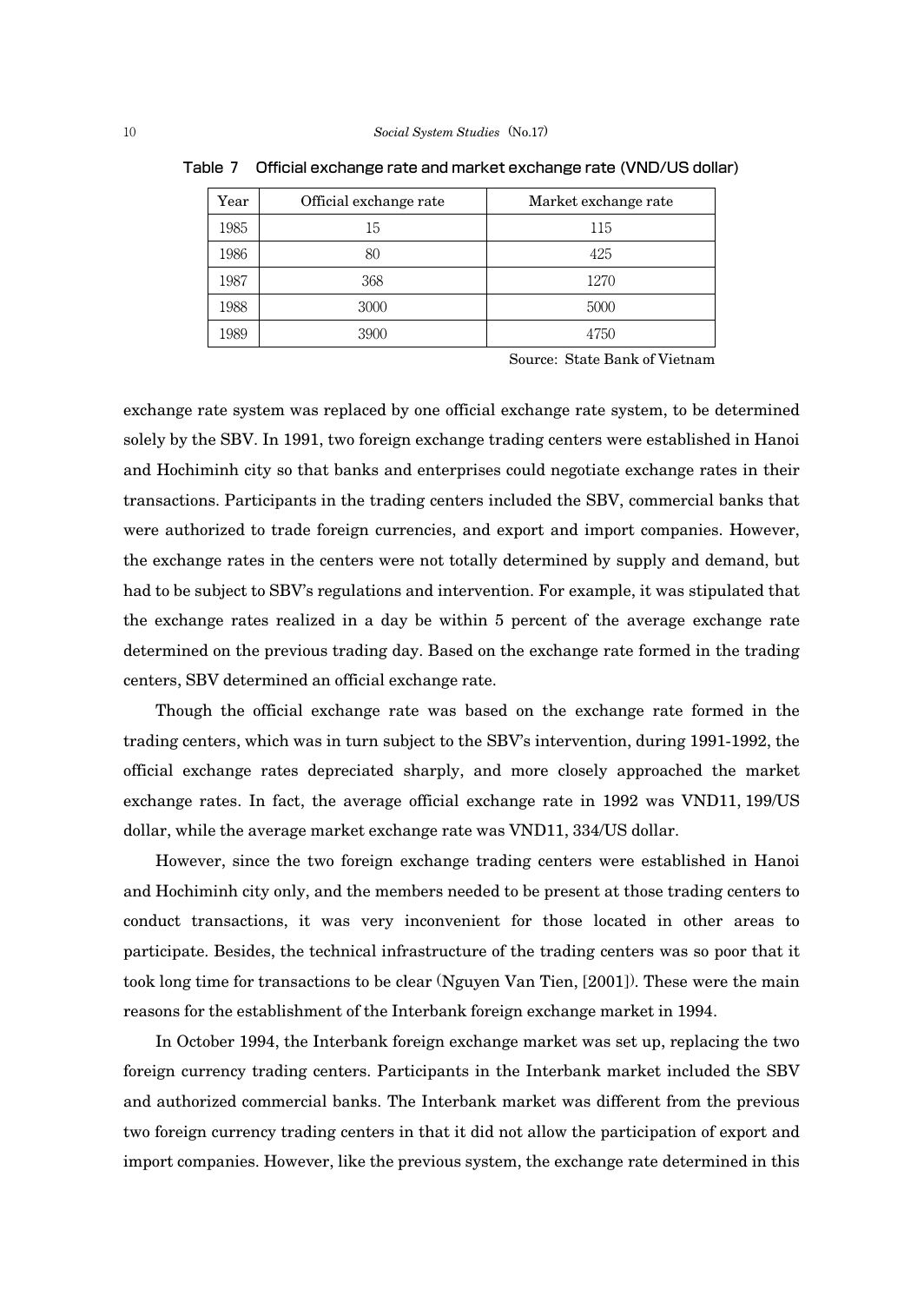Table 7　Official exchange rate and market exchange rate (VND/US dollar)

| Year | Official exchange rate | Market exchange rate |
|---|---|---|
| 1985 | 15 | 115 |
| 1986 | 80 | 425 |
| 1987 | 368 | 1270 |
| 1988 | 3000 | 5000 |
| 1989 | 3900 | 4750 |

Source: State Bank of Vietnam

exchange rate system was replaced by one official exchange rate system, to be determined solely by the SBV. In 1991, two foreign exchange trading centers were established in Hanoi and Hochiminh city so that banks and enterprises could negotiate exchange rates in their transactions. Participants in the trading centers included the SBV, commercial banks that were authorized to trade foreign currencies, and export and import companies. However, the exchange rates in the centers were not totally determined by supply and demand, but had to be subject to SBV's regulations and intervention. For example, it was stipulated that the exchange rates realized in a day be within 5 percent of the average exchange rate determined on the previous trading day. Based on the exchange rate formed in the trading centers, SBV determined an official exchange rate.

Though the official exchange rate was based on the exchange rate formed in the trading centers, which was in turn subject to the SBV's intervention, during 1991-1992, the official exchange rates depreciated sharply, and more closely approached the market exchange rates. In fact, the average official exchange rate in 1992 was VND11, 199/US dollar, while the average market exchange rate was VND11, 334/US dollar.

However, since the two foreign exchange trading centers were established in Hanoi and Hochiminh city only, and the members needed to be present at those trading centers to conduct transactions, it was very inconvenient for those located in other areas to participate. Besides, the technical infrastructure of the trading centers was so poor that it took long time for transactions to be clear (Nguyen Van Tien, [2001]). These were the main reasons for the establishment of the Interbank foreign exchange market in 1994.

In October 1994, the Interbank foreign exchange market was set up, replacing the two foreign currency trading centers. Participants in the Interbank market included the SBV and authorized commercial banks. The Interbank market was different from the previous two foreign currency trading centers in that it did not allow the participation of export and import companies. However, like the previous system, the exchange rate determined in this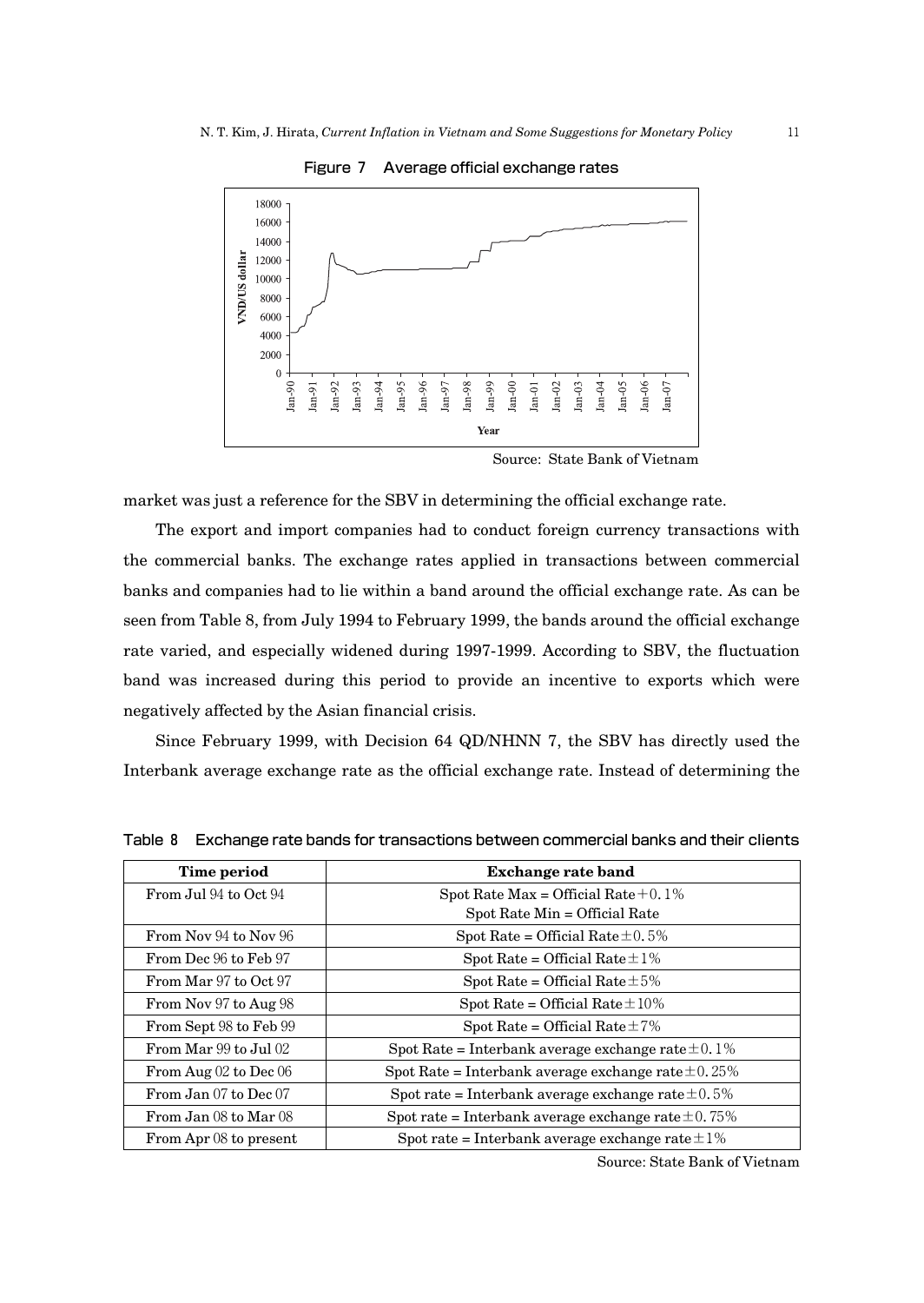Figure 7 Average official exchange rates

Source: State Bank of Vietnam

market was just a reference for the SBV in determining the official exchange rate.

The export and import companies had to conduct foreign currency transactions with the commercial banks. The exchange rates applied in transactions between commercial banks and companies had to lie within a band around the official exchange rate. As can be seen from Table 8, from July 1994 to February 1999, the bands around the official exchange rate varied, and especially widened during 1997-1999. According to SBV, the fluctuation band was increased during this period to provide an incentive to exports which were negatively affected by the Asian financial crisis.

Since February 1999, with Decision 64 QD/NHNN 7, the SBV has directly used the Interbank average exchange rate as the official exchange rate. Instead of determining the

Table 8 Exchange rate bands for transactions between commercial banks and their clients

| Time period | Exchange rate band |
|---|---|
| From Jul 94 to Oct 94 | Spot Rate Max = Official Rate + 0.1%<br>Spot Rate Min = Official Rate |
| From Nov 94 to Nov 96 | Spot Rate = Official Rate ± 0.5% |
| From Dec 96 to Feb 97 | Spot Rate = Official Rate ± 1% |
| From Mar 97 to Oct 97 | Spot Rate = Official Rate ± 5% |
| From Nov 97 to Aug 98 | Spot Rate = Official Rate ± 10% |
| From Sept 98 to Feb 99 | Spot Rate = Official Rate ± 7% |
| From Mar 99 to Jul 02 | Spot Rate = Interbank average exchange rate ± 0.1% |
| From Aug 02 to Dec 06 | Spot Rate = Interbank average exchange rate ± 0.25% |
| From Jan 07 to Dec 07 | Spot rate = Interbank average exchange rate ± 0.5% |
| From Jan 08 to Mar 08 | Spot rate = Interbank average exchange rate ± 0.75% |
| From Apr 08 to present | Spot rate = Interbank average exchange rate ± 1% |

Source: State Bank of Vietnam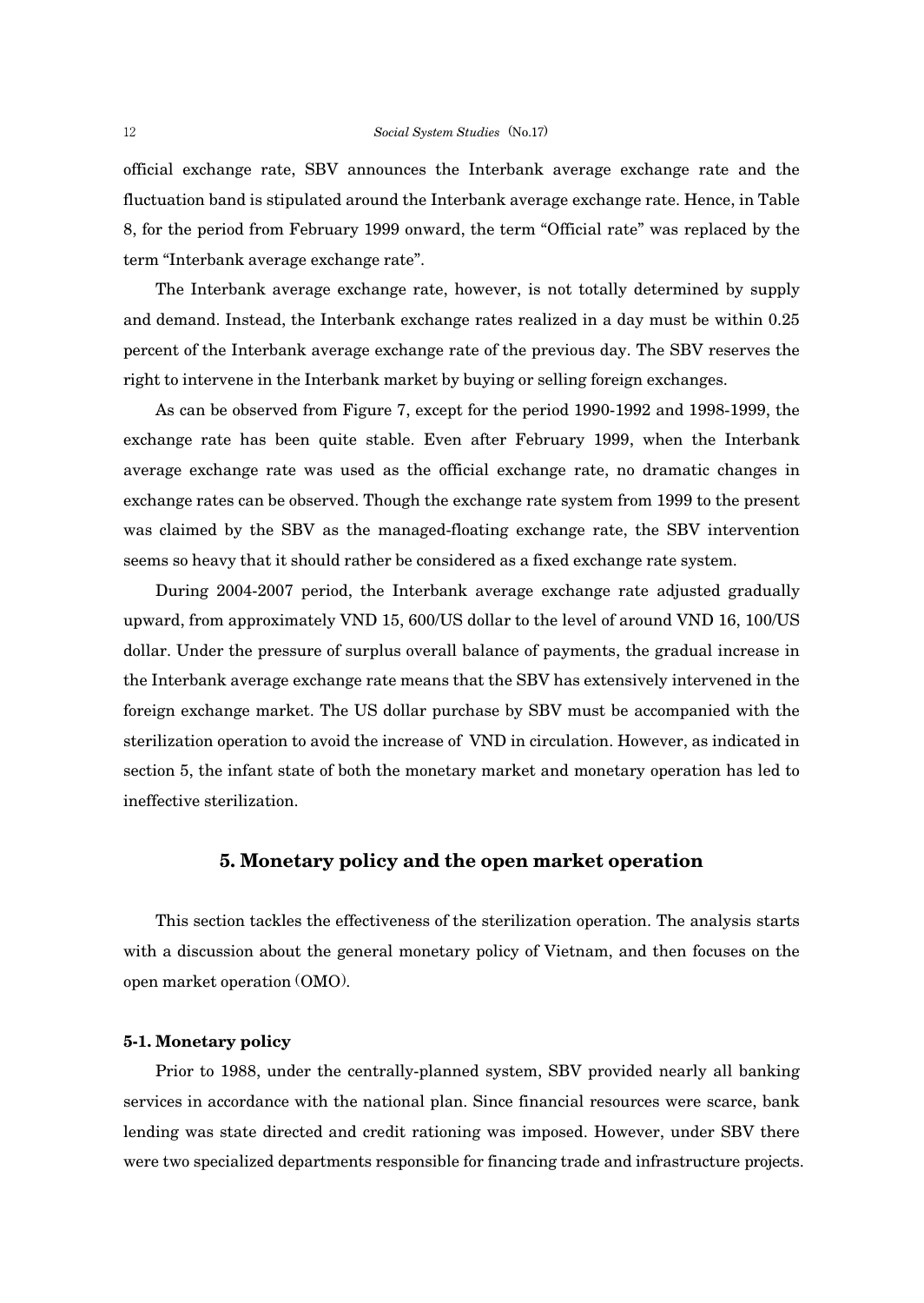official exchange rate, SBV announces the Interbank average exchange rate and the fluctuation band is stipulated around the Interbank average exchange rate. Hence, in Table 8, for the period from February 1999 onward, the term “Official rate” was replaced by the term “Interbank average exchange rate”.

The Interbank average exchange rate, however, is not totally determined by supply and demand. Instead, the Interbank exchange rates realized in a day must be within 0.25 percent of the Interbank average exchange rate of the previous day. The SBV reserves the right to intervene in the Interbank market by buying or selling foreign exchanges.

As can be observed from Figure 7, except for the period 1990-1992 and 1998-1999, the exchange rate has been quite stable. Even after February 1999, when the Interbank average exchange rate was used as the official exchange rate, no dramatic changes in exchange rates can be observed. Though the exchange rate system from 1999 to the present was claimed by the SBV as the managed-floating exchange rate, the SBV intervention seems so heavy that it should rather be considered as a fixed exchange rate system.

During 2004-2007 period, the Interbank average exchange rate adjusted gradually upward, from approximately VND 15, 600/US dollar to the level of around VND 16, 100/US dollar. Under the pressure of surplus overall balance of payments, the gradual increase in the Interbank average exchange rate means that the SBV has extensively intervened in the foreign exchange market. The US dollar purchase by SBV must be accompanied with the sterilization operation to avoid the increase of VND in circulation. However, as indicated in section 5, the infant state of both the monetary market and monetary operation has led to ineffective sterilization.

## 5. Monetary policy and the open market operation

This section tackles the effectiveness of the sterilization operation. The analysis starts with a discussion about the general monetary policy of Vietnam, and then focuses on the open market operation (OMO).

### 5-1. Monetary policy

Prior to 1988, under the centrally-planned system, SBV provided nearly all banking services in accordance with the national plan. Since financial resources were scarce, bank lending was state directed and credit rationing was imposed. However, under SBV there were two specialized departments responsible for financing trade and infrastructure projects.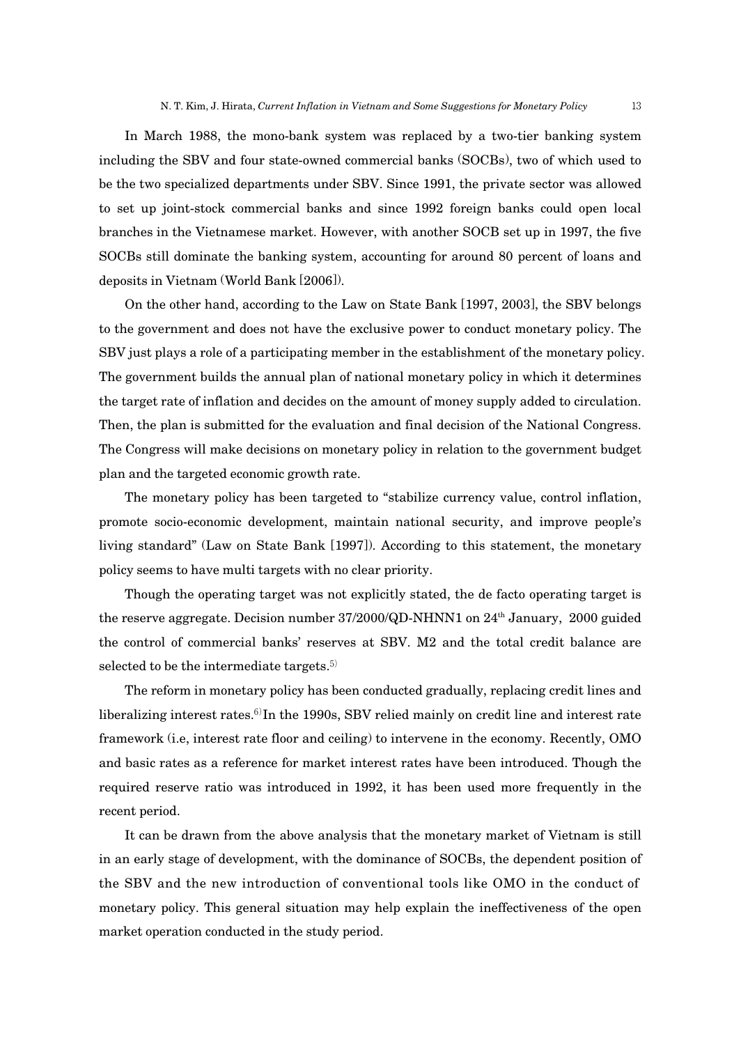In March 1988, the mono-bank system was replaced by a two-tier banking system including the SBV and four state-owned commercial banks (SOCBs), two of which used to be the two specialized departments under SBV. Since 1991, the private sector was allowed to set up joint-stock commercial banks and since 1992 foreign banks could open local branches in the Vietnamese market. However, with another SOCB set up in 1997, the five SOCBs still dominate the banking system, accounting for around 80 percent of loans and deposits in Vietnam (World Bank [2006]).

On the other hand, according to the Law on State Bank [1997, 2003], the SBV belongs to the government and does not have the exclusive power to conduct monetary policy. The SBV just plays a role of a participating member in the establishment of the monetary policy. The government builds the annual plan of national monetary policy in which it determines the target rate of inflation and decides on the amount of money supply added to circulation. Then, the plan is submitted for the evaluation and final decision of the National Congress. The Congress will make decisions on monetary policy in relation to the government budget plan and the targeted economic growth rate.

The monetary policy has been targeted to "stabilize currency value, control inflation, promote socio-economic development, maintain national security, and improve people's living standard" (Law on State Bank [1997]). According to this statement, the monetary policy seems to have multi targets with no clear priority.

Though the operating target was not explicitly stated, the de facto operating target is the reserve aggregate. Decision number 37/2000/QD-NHNN1 on 24th January, 2000 guided the control of commercial banks' reserves at SBV. M2 and the total credit balance are selected to be the intermediate targets.[5]

The reform in monetary policy has been conducted gradually, replacing credit lines and liberalizing interest rates.[6] In the 1990s, SBV relied mainly on credit line and interest rate framework (i.e, interest rate floor and ceiling) to intervene in the economy. Recently, OMO and basic rates as a reference for market interest rates have been introduced. Though the required reserve ratio was introduced in 1992, it has been used more frequently in the recent period.

It can be drawn from the above analysis that the monetary market of Vietnam is still in an early stage of development, with the dominance of SOCBs, the dependent position of the SBV and the new introduction of conventional tools like OMO in the conduct of monetary policy. This general situation may help explain the ineffectiveness of the open market operation conducted in the study period.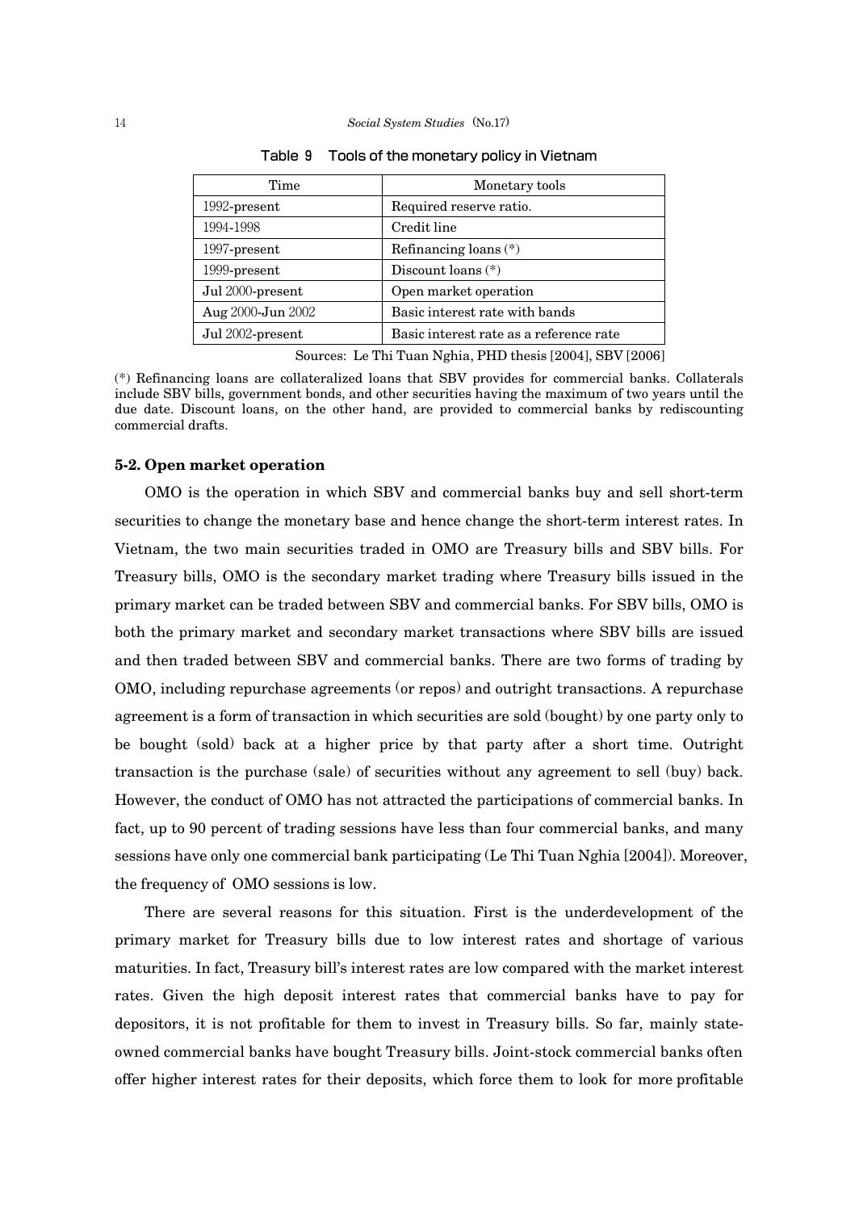Table 9 Tools of the monetary policy in Vietnam

| Time | Monetary tools |
|---|---|
| 1992-present | Required reserve ratio. |
| 1994-1998 | Credit line |
| 1997-present | Refinancing loans (*) |
| 1999-present | Discount loans (*) |
| Jul 2000-present | Open market operation |
| Aug 2000-Jun 2002 | Basic interest rate with bands |
| Jul 2002-present | Basic interest rate as a reference rate |

Sources: Le Thi Tuan Nghia, PHD thesis [2004], SBV [2006]

(*) Refinancing loans are collateralized loans that SBV provides for commercial banks. Collaterals include SBV bills, government bonds, and other securities having the maximum of two years until the due date. Discount loans, on the other hand, are provided to commercial banks by rediscounting commercial drafts.

### 5-2. Open market operation

OMO is the operation in which SBV and commercial banks buy and sell short-term securities to change the monetary base and hence change the short-term interest rates. In Vietnam, the two main securities traded in OMO are Treasury bills and SBV bills. For Treasury bills, OMO is the secondary market trading where Treasury bills issued in the primary market can be traded between SBV and commercial banks. For SBV bills, OMO is both the primary market and secondary market transactions where SBV bills are issued and then traded between SBV and commercial banks. There are two forms of trading by OMO, including repurchase agreements (or repos) and outright transactions. A repurchase agreement is a form of transaction in which securities are sold (bought) by one party only to be bought (sold) back at a higher price by that party after a short time. Outright transaction is the purchase (sale) of securities without any agreement to sell (buy) back. However, the conduct of OMO has not attracted the participations of commercial banks. In fact, up to 90 percent of trading sessions have less than four commercial banks, and many sessions have only one commercial bank participating (Le Thi Tuan Nghia [2004]). Moreover, the frequency of OMO sessions is low.

There are several reasons for this situation. First is the underdevelopment of the primary market for Treasury bills due to low interest rates and shortage of various maturities. In fact, Treasury bill's interest rates are low compared with the market interest rates. Given the high deposit interest rates that commercial banks have to pay for depositors, it is not profitable for them to invest in Treasury bills. So far, mainly state-owned commercial banks have bought Treasury bills. Joint-stock commercial banks often offer higher interest rates for their deposits, which force them to look for more profitable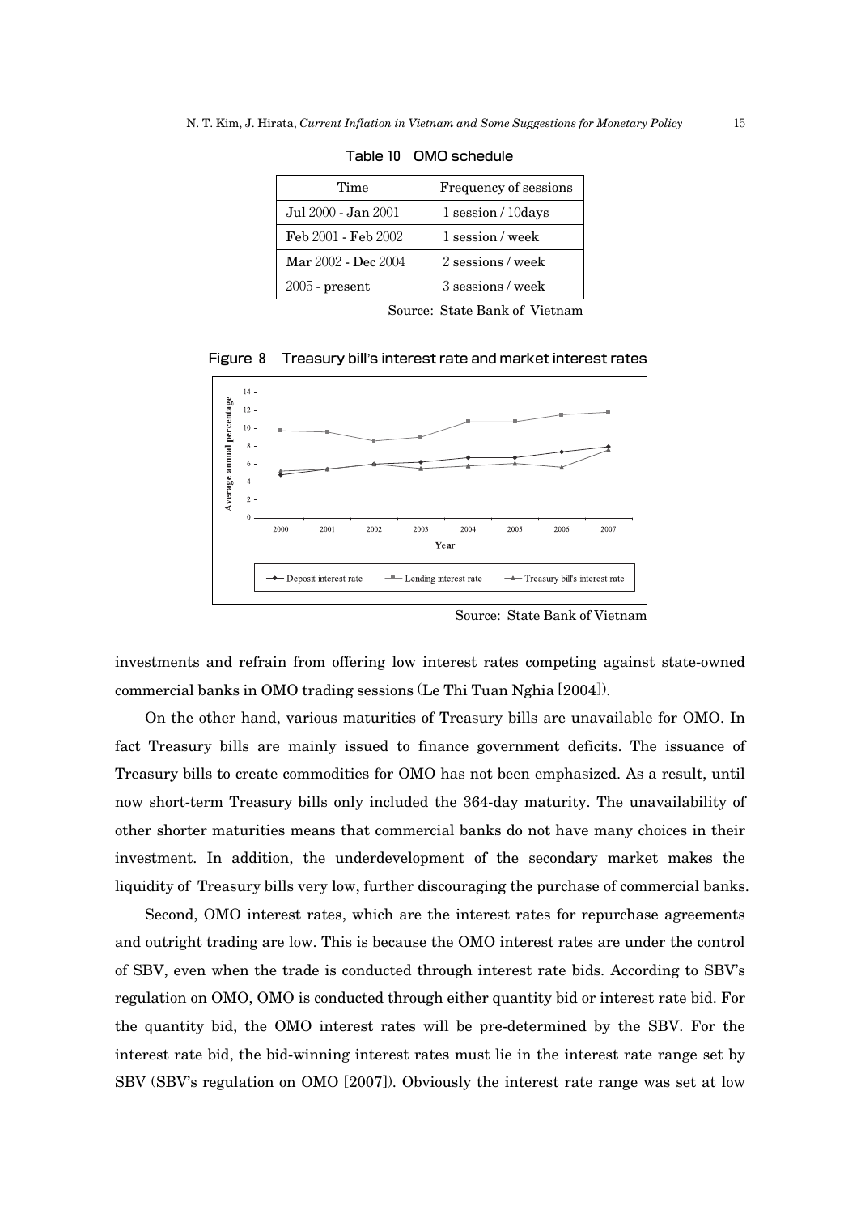Table 10 OMO schedule

| Time | Frequency of sessions |
|---|---|
| Jul 2000 - Jan 2001 | 1 session / 10days |
| Feb 2001 - Feb 2002 | 1 session / week |
| Mar 2002 - Dec 2004 | 2 sessions / week |
| 2005 - present | 3 sessions / week |

Source: State Bank of Vietnam

Figure 8 Treasury bill's interest rate and market interest rates

Source: State Bank of Vietnam

investments and refrain from offering low interest rates competing against state-owned commercial banks in OMO trading sessions (Le Thi Tuan Nghia [2004]).

On the other hand, various maturities of Treasury bills are unavailable for OMO. In fact Treasury bills are mainly issued to finance government deficits. The issuance of Treasury bills to create commodities for OMO has not been emphasized. As a result, until now short-term Treasury bills only included the 364-day maturity. The unavailability of other shorter maturities means that commercial banks do not have many choices in their investment. In addition, the underdevelopment of the secondary market makes the liquidity of Treasury bills very low, further discouraging the purchase of commercial banks.

Second, OMO interest rates, which are the interest rates for repurchase agreements and outright trading are low. This is because the OMO interest rates are under the control of SBV, even when the trade is conducted through interest rate bids. According to SBV's regulation on OMO, OMO is conducted through either quantity bid or interest rate bid. For the quantity bid, the OMO interest rates will be pre-determined by the SBV. For the interest rate bid, the bid-winning interest rates must lie in the interest rate range set by SBV (SBV's regulation on OMO [2007]). Obviously the interest rate range was set at low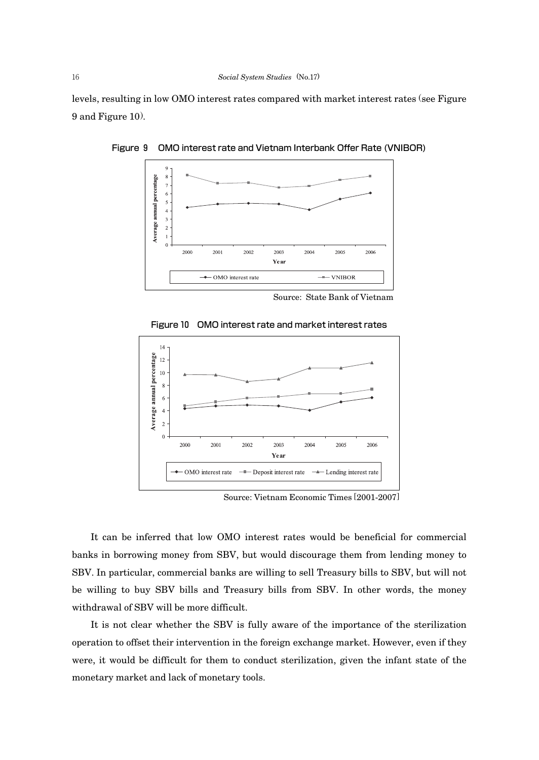levels, resulting in low OMO interest rates compared with market interest rates (see Figure 9 and Figure 10).

**Figure 9　OMO interest rate and Vietnam Interbank Offer Rate (VNIBOR)**

Source: State Bank of Vietnam

**Figure 10　OMO interest rate and market interest rates**

Source: Vietnam Economic Times [2001-2007]

It can be inferred that low OMO interest rates would be beneficial for commercial banks in borrowing money from SBV, but would discourage them from lending money to SBV. In particular, commercial banks are willing to sell Treasury bills to SBV, but will not be willing to buy SBV bills and Treasury bills from SBV. In other words, the money withdrawal of SBV will be more difficult.

It is not clear whether the SBV is fully aware of the importance of the sterilization operation to offset their intervention in the foreign exchange market. However, even if they were, it would be difficult for them to conduct sterilization, given the infant state of the monetary market and lack of monetary tools.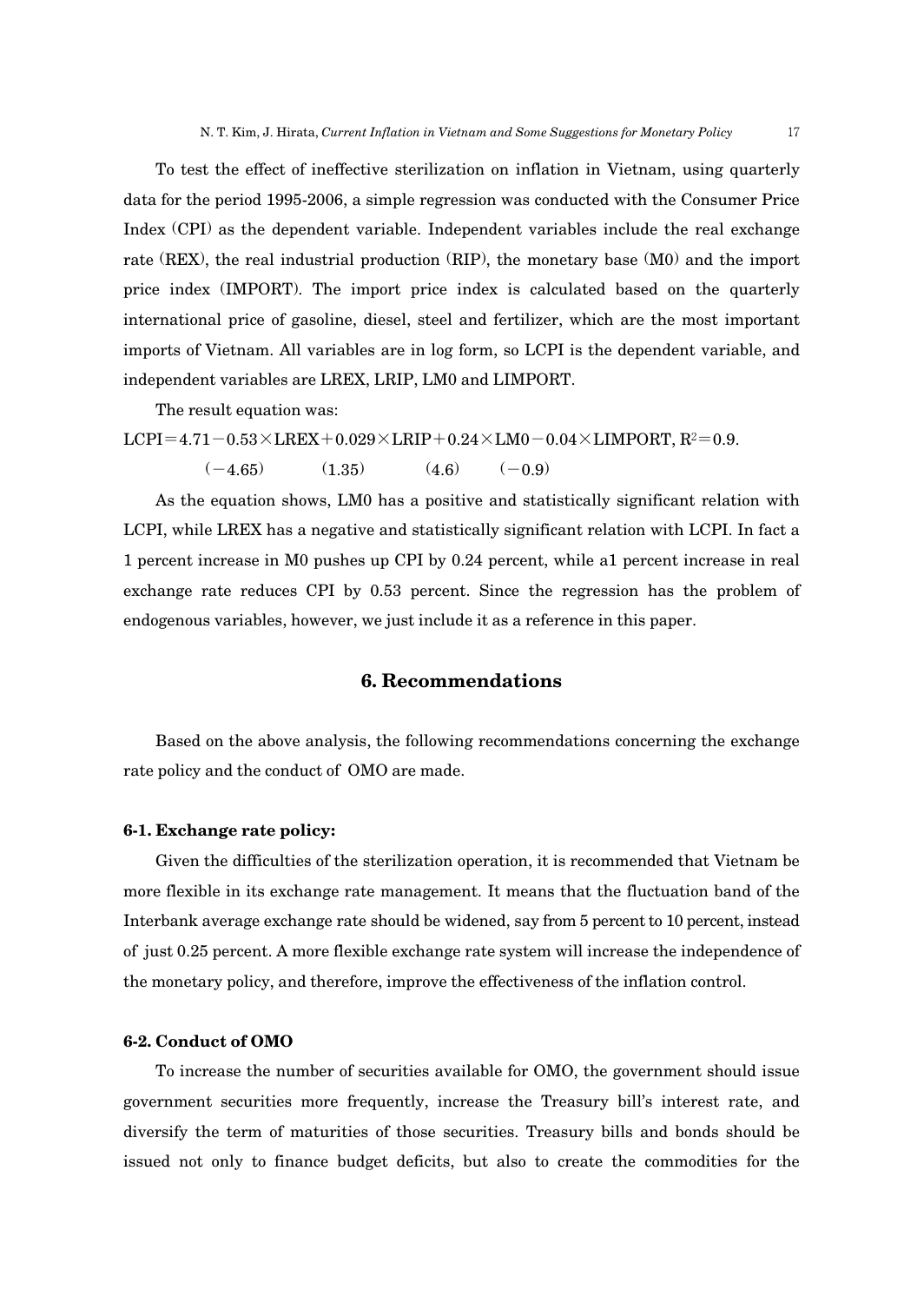To test the effect of ineffective sterilization on inflation in Vietnam, using quarterly data for the period 1995-2006, a simple regression was conducted with the Consumer Price Index (CPI) as the dependent variable. Independent variables include the real exchange rate (REX), the real industrial production (RIP), the monetary base (M0) and the import price index (IMPORT). The import price index is calculated based on the quarterly international price of gasoline, diesel, steel and fertilizer, which are the most important imports of Vietnam. All variables are in log form, so LCPI is the dependent variable, and independent variables are LREX, LRIP, LM0 and LIMPORT.

The result equation was:

$$LCPI = 4.71 - \underset{(-4.65)}{0.53} \times LREX + \underset{(1.35)}{0.029} \times LRIP + \underset{(4.6)}{0.24} \times LM0 - \underset{(-0.9)}{0.04} \times LIMPORT, \quad R^2 = 0.9.$$

As the equation shows, LM0 has a positive and statistically significant relation with LCPI, while LREX has a negative and statistically significant relation with LCPI. In fact a 1 percent increase in M0 pushes up CPI by 0.24 percent, while a1 percent increase in real exchange rate reduces CPI by 0.53 percent. Since the regression has the problem of endogenous variables, however, we just include it as a reference in this paper.

## 6. Recommendations

Based on the above analysis, the following recommendations concerning the exchange rate policy and the conduct of OMO are made.

### 6-1. Exchange rate policy:

Given the difficulties of the sterilization operation, it is recommended that Vietnam be more flexible in its exchange rate management. It means that the fluctuation band of the Interbank average exchange rate should be widened, say from 5 percent to 10 percent, instead of just 0.25 percent. A more flexible exchange rate system will increase the independence of the monetary policy, and therefore, improve the effectiveness of the inflation control.

### 6-2. Conduct of OMO

To increase the number of securities available for OMO, the government should issue government securities more frequently, increase the Treasury bill's interest rate, and diversify the term of maturities of those securities. Treasury bills and bonds should be issued not only to finance budget deficits, but also to create the commodities for the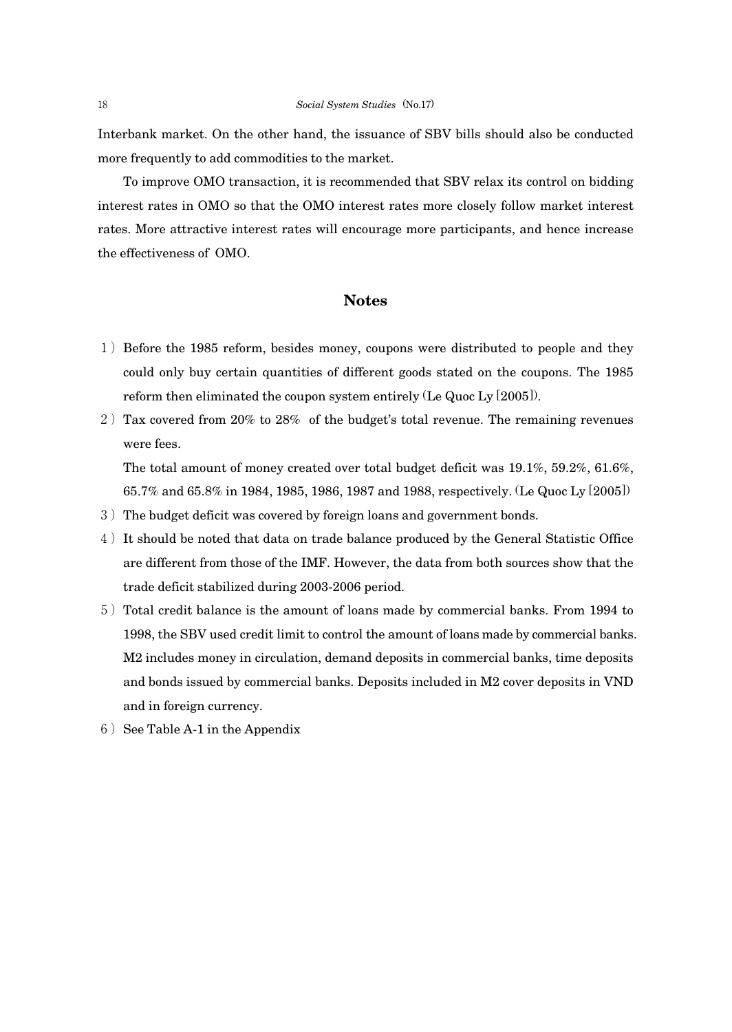Interbank market. On the other hand, the issuance of SBV bills should also be conducted more frequently to add commodities to the market.

To improve OMO transaction, it is recommended that SBV relax its control on bidding interest rates in OMO so that the OMO interest rates more closely follow market interest rates. More attractive interest rates will encourage more participants, and hence increase the effectiveness of OMO.

## Notes

1) Before the 1985 reform, besides money, coupons were distributed to people and they could only buy certain quantities of different goods stated on the coupons. The 1985 reform then eliminated the coupon system entirely (Le Quoc Ly [2005]).

2) Tax covered from 20% to 28% of the budget's total revenue. The remaining revenues were fees.

   The total amount of money created over total budget deficit was 19.1%, 59.2%, 61.6%, 65.7% and 65.8% in 1984, 1985, 1986, 1987 and 1988, respectively. (Le Quoc Ly [2005])

3) The budget deficit was covered by foreign loans and government bonds.

4) It should be noted that data on trade balance produced by the General Statistic Office are different from those of the IMF. However, the data from both sources show that the trade deficit stabilized during 2003-2006 period.

5) Total credit balance is the amount of loans made by commercial banks. From 1994 to 1998, the SBV used credit limit to control the amount of loans made by commercial banks. M2 includes money in circulation, demand deposits in commercial banks, time deposits and bonds issued by commercial banks. Deposits included in M2 cover deposits in VND and in foreign currency.

6) See Table A-1 in the Appendix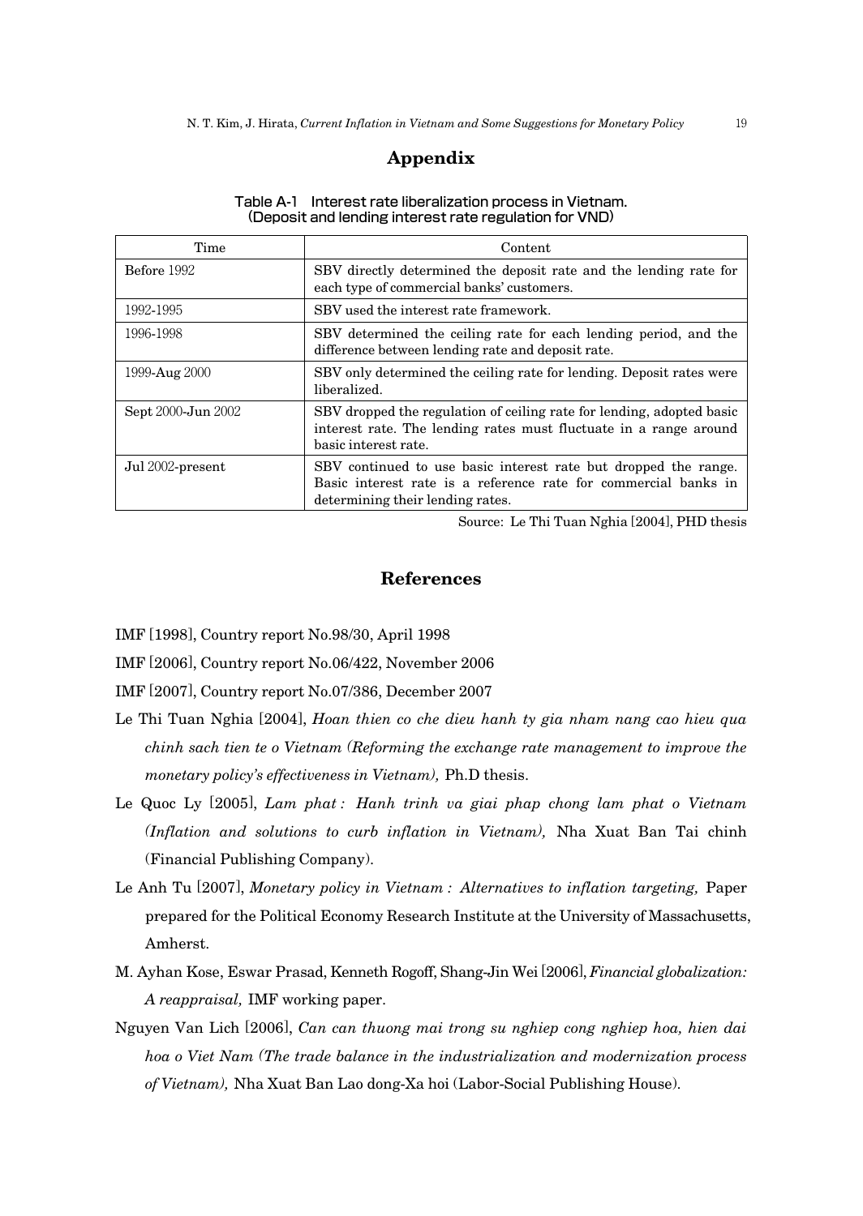## Appendix

Table A-1 Interest rate liberalization process in Vietnam.
(Deposit and lending interest rate regulation for VND)

| Time | Content |
|---|---|
| Before 1992 | SBV directly determined the deposit rate and the lending rate for each type of commercial banks' customers. |
| 1992-1995 | SBV used the interest rate framework. |
| 1996-1998 | SBV determined the ceiling rate for each lending period, and the difference between lending rate and deposit rate. |
| 1999-Aug 2000 | SBV only determined the ceiling rate for lending. Deposit rates were liberalized. |
| Sept 2000-Jun 2002 | SBV dropped the regulation of ceiling rate for lending, adopted basic interest rate. The lending rates must fluctuate in a range around basic interest rate. |
| Jul 2002-present | SBV continued to use basic interest rate but dropped the range. Basic interest rate is a reference rate for commercial banks in determining their lending rates. |

Source: Le Thi Tuan Nghia [2004], PHD thesis

## References

IMF [1998], Country report No.98/30, April 1998

IMF [2006], Country report No.06/422, November 2006

IMF [2007], Country report No.07/386, December 2007

Le Thi Tuan Nghia [2004], *Hoan thien co che dieu hanh ty gia nham nang cao hieu qua chinh sach tien te o Vietnam (Reforming the exchange rate management to improve the monetary policy's effectiveness in Vietnam),* Ph.D thesis.

Le Quoc Ly [2005], *Lam phat : Hanh trinh va giai phap chong lam phat o Vietnam (Inflation and solutions to curb inflation in Vietnam),* Nha Xuat Ban Tai chinh (Financial Publishing Company).

Le Anh Tu [2007], *Monetary policy in Vietnam : Alternatives to inflation targeting,* Paper prepared for the Political Economy Research Institute at the University of Massachusetts, Amherst.

M. Ayhan Kose, Eswar Prasad, Kenneth Rogoff, Shang-Jin Wei [2006], *Financial globalization: A reappraisal,* IMF working paper.

Nguyen Van Lich [2006], *Can can thuong mai trong su nghiep cong nghiep hoa, hien dai hoa o Viet Nam (The trade balance in the industrialization and modernization process of Vietnam),* Nha Xuat Ban Lao dong-Xa hoi (Labor-Social Publishing House).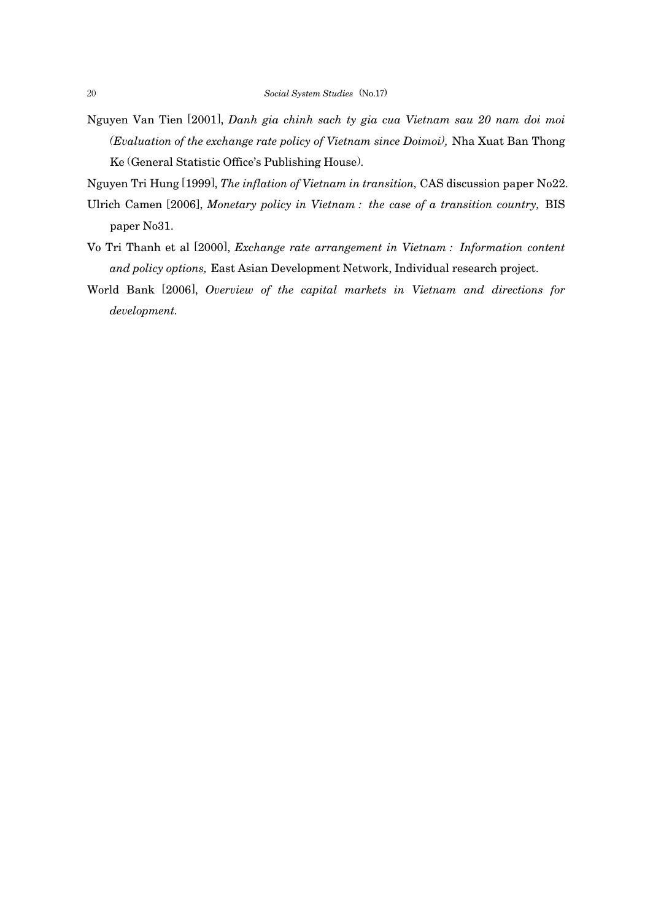Nguyen Van Tien [2001], *Danh gia chinh sach ty gia cua Vietnam sau 20 nam doi moi (Evaluation of the exchange rate policy of Vietnam since Doimoi),* Nha Xuat Ban Thong Ke (General Statistic Office's Publishing House).

Nguyen Tri Hung [1999], *The inflation of Vietnam in transition,* CAS discussion paper No22.

Ulrich Camen [2006], *Monetary policy in Vietnam : the case of a transition country,* BIS paper No31.

Vo Tri Thanh et al [2000], *Exchange rate arrangement in Vietnam : Information content and policy options,* East Asian Development Network, Individual research project.

World Bank [2006], *Overview of the capital markets in Vietnam and directions for development.*